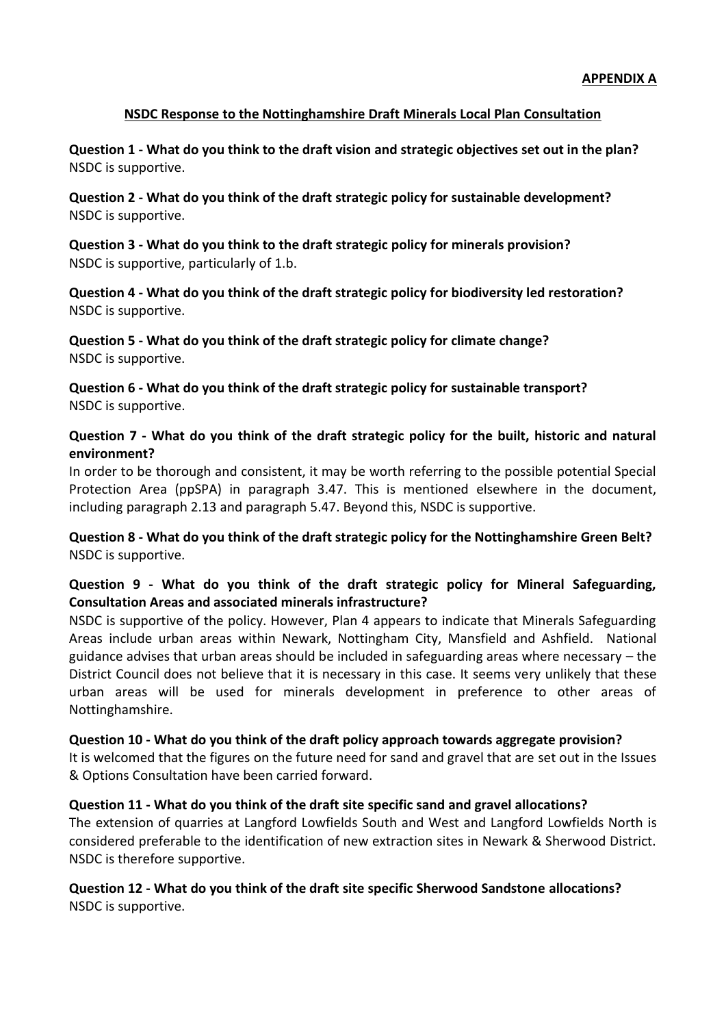**APPENDIX A**

**NSDC Response to the Nottinghamshire Draft Minerals Local Plan Consultation**

**Question 1 - What do you think to the draft vision and strategic objectives set out in the plan?**
NSDC is supportive.

**Question 2 - What do you think of the draft strategic policy for sustainable development?**
NSDC is supportive.

**Question 3 - What do you think to the draft strategic policy for minerals provision?**
NSDC is supportive, particularly of 1.b.

**Question 4 - What do you think of the draft strategic policy for biodiversity led restoration?**
NSDC is supportive.

**Question 5 - What do you think of the draft strategic policy for climate change?**
NSDC is supportive.

**Question 6 - What do you think of the draft strategic policy for sustainable transport?**
NSDC is supportive.

**Question 7 - What do you think of the draft strategic policy for the built, historic and natural environment?**
In order to be thorough and consistent, it may be worth referring to the possible potential Special Protection Area (ppSPA) in paragraph 3.47. This is mentioned elsewhere in the document, including paragraph 2.13 and paragraph 5.47. Beyond this, NSDC is supportive.

**Question 8 - What do you think of the draft strategic policy for the Nottinghamshire Green Belt?**
NSDC is supportive.

**Question 9 - What do you think of the draft strategic policy for Mineral Safeguarding, Consultation Areas and associated minerals infrastructure?**
NSDC is supportive of the policy. However, Plan 4 appears to indicate that Minerals Safeguarding Areas include urban areas within Newark, Nottingham City, Mansfield and Ashfield. National guidance advises that urban areas should be included in safeguarding areas where necessary – the District Council does not believe that it is necessary in this case. It seems very unlikely that these urban areas will be used for minerals development in preference to other areas of Nottinghamshire.

**Question 10 - What do you think of the draft policy approach towards aggregate provision?**
It is welcomed that the figures on the future need for sand and gravel that are set out in the Issues & Options Consultation have been carried forward.

**Question 11 - What do you think of the draft site specific sand and gravel allocations?**
The extension of quarries at Langford Lowfields South and West and Langford Lowfields North is considered preferable to the identification of new extraction sites in Newark & Sherwood District. NSDC is therefore supportive.

**Question 12 - What do you think of the draft site specific Sherwood Sandstone allocations?**
NSDC is supportive.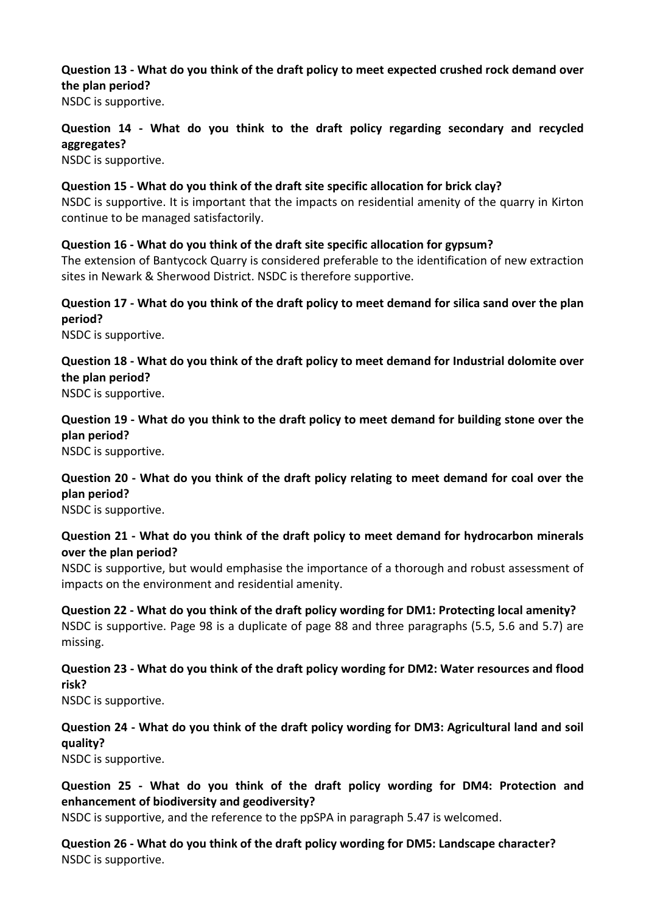**Question 13 - What do you think of the draft policy to meet expected crushed rock demand over the plan period?**
NSDC is supportive.

**Question 14 - What do you think to the draft policy regarding secondary and recycled aggregates?**
NSDC is supportive.

**Question 15 - What do you think of the draft site specific allocation for brick clay?**
NSDC is supportive. It is important that the impacts on residential amenity of the quarry in Kirton continue to be managed satisfactorily.

**Question 16 - What do you think of the draft site specific allocation for gypsum?**
The extension of Bantycock Quarry is considered preferable to the identification of new extraction sites in Newark & Sherwood District. NSDC is therefore supportive.

**Question 17 - What do you think of the draft policy to meet demand for silica sand over the plan period?**
NSDC is supportive.

**Question 18 - What do you think of the draft policy to meet demand for Industrial dolomite over the plan period?**
NSDC is supportive.

**Question 19 - What do you think to the draft policy to meet demand for building stone over the plan period?**
NSDC is supportive.

**Question 20 - What do you think of the draft policy relating to meet demand for coal over the plan period?**
NSDC is supportive.

**Question 21 - What do you think of the draft policy to meet demand for hydrocarbon minerals over the plan period?**
NSDC is supportive, but would emphasise the importance of a thorough and robust assessment of impacts on the environment and residential amenity.

**Question 22 - What do you think of the draft policy wording for DM1: Protecting local amenity?**
NSDC is supportive. Page 98 is a duplicate of page 88 and three paragraphs (5.5, 5.6 and 5.7) are missing.

**Question 23 - What do you think of the draft policy wording for DM2: Water resources and flood risk?**
NSDC is supportive.

**Question 24 - What do you think of the draft policy wording for DM3: Agricultural land and soil quality?**
NSDC is supportive.

**Question 25 - What do you think of the draft policy wording for DM4: Protection and enhancement of biodiversity and geodiversity?**
NSDC is supportive, and the reference to the ppSPA in paragraph 5.47 is welcomed.

**Question 26 - What do you think of the draft policy wording for DM5: Landscape character?**
NSDC is supportive.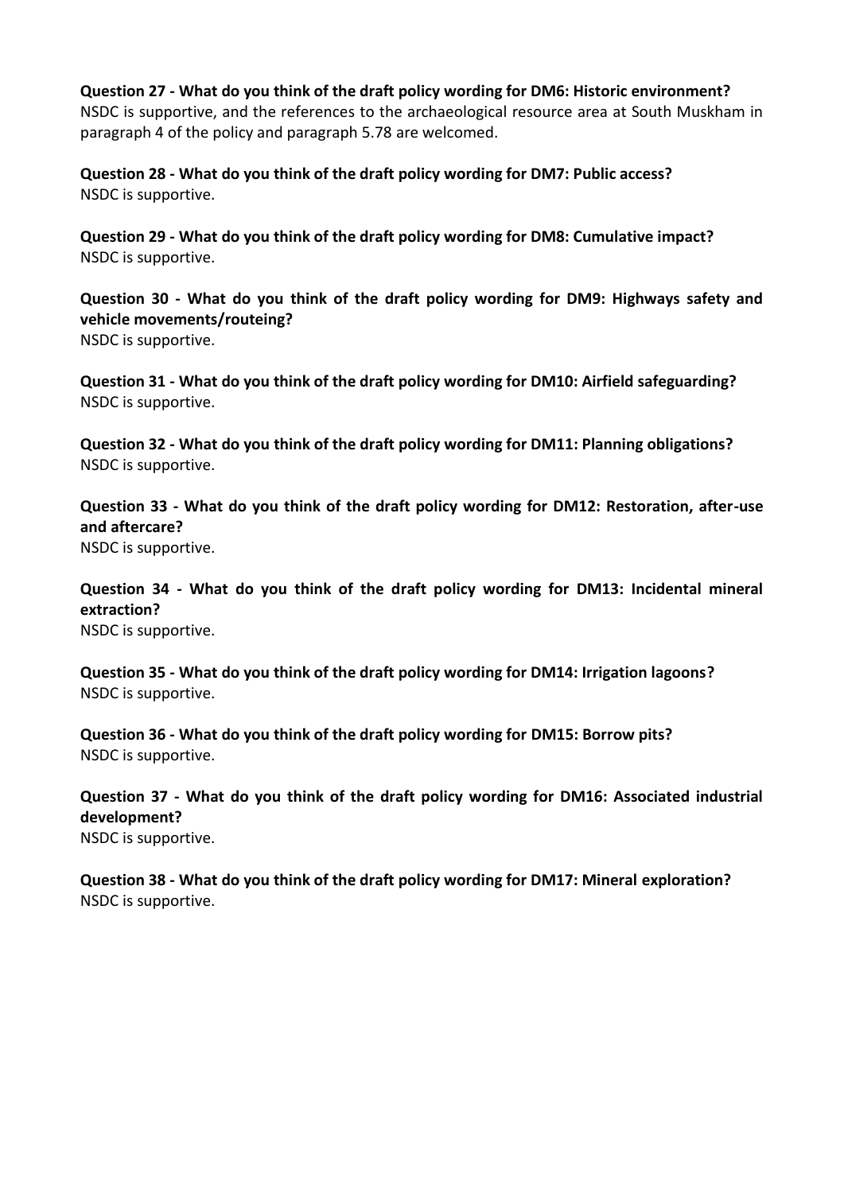**Question 27 - What do you think of the draft policy wording for DM6: Historic environment?**
NSDC is supportive, and the references to the archaeological resource area at South Muskham in paragraph 4 of the policy and paragraph 5.78 are welcomed.

**Question 28 - What do you think of the draft policy wording for DM7: Public access?**
NSDC is supportive.

**Question 29 - What do you think of the draft policy wording for DM8: Cumulative impact?**
NSDC is supportive.

**Question 30 - What do you think of the draft policy wording for DM9: Highways safety and vehicle movements/routeing?**
NSDC is supportive.

**Question 31 - What do you think of the draft policy wording for DM10: Airfield safeguarding?**
NSDC is supportive.

**Question 32 - What do you think of the draft policy wording for DM11: Planning obligations?**
NSDC is supportive.

**Question 33 - What do you think of the draft policy wording for DM12: Restoration, after-use and aftercare?**
NSDC is supportive.

**Question 34 - What do you think of the draft policy wording for DM13: Incidental mineral extraction?**
NSDC is supportive.

**Question 35 - What do you think of the draft policy wording for DM14: Irrigation lagoons?**
NSDC is supportive.

**Question 36 - What do you think of the draft policy wording for DM15: Borrow pits?**
NSDC is supportive.

**Question 37 - What do you think of the draft policy wording for DM16: Associated industrial development?**
NSDC is supportive.

**Question 38 - What do you think of the draft policy wording for DM17: Mineral exploration?**
NSDC is supportive.